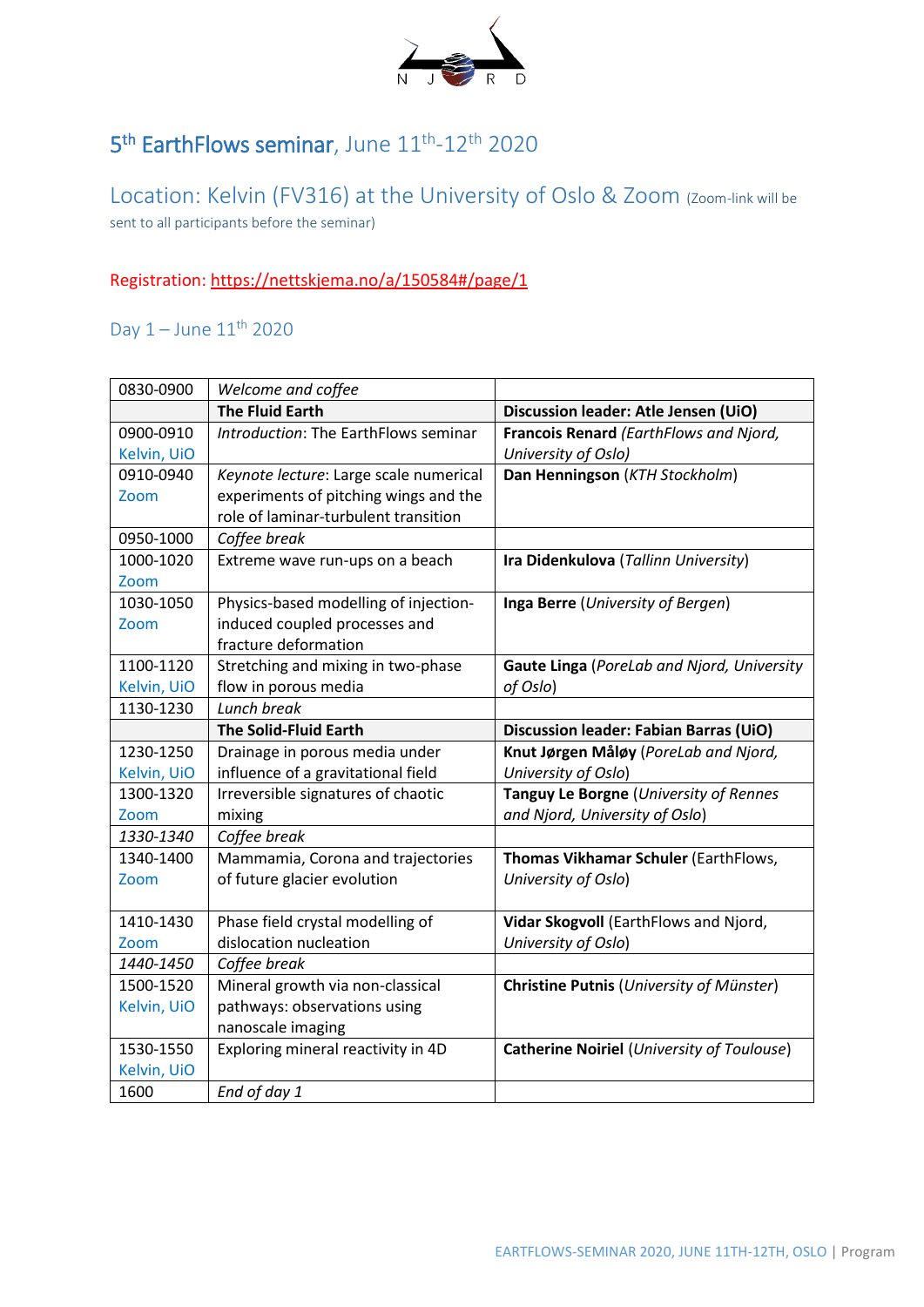N J O R D

# 5th EarthFlows seminar, June 11th-12th 2020

## Location: Kelvin (FV316) at the University of Oslo & Zoom (Zoom-link will be sent to all participants before the seminar)

Registration: https://nettskjema.no/a/150584#/page/1

### Day 1 – June 11th 2020

| | | |
|---|---|---|
| 0830-0900 | *Welcome and coffee* | |
| | **The Fluid Earth** | **Discussion leader: Atle Jensen (UiO)** |
| 0900-0910 Kelvin, UiO | *Introduction*: The EarthFlows seminar | **Francois Renard** *(EarthFlows and Njord, University of Oslo)* |
| 0910-0940 Zoom | *Keynote lecture*: Large scale numerical experiments of pitching wings and the role of laminar-turbulent transition | **Dan Henningson** (*KTH Stockholm*) |
| 0950-1000 | *Coffee break* | |
| 1000-1020 Zoom | Extreme wave run-ups on a beach | **Ira Didenkulova** (*Tallinn University*) |
| 1030-1050 Zoom | Physics-based modelling of injection-induced coupled processes and fracture deformation | **Inga Berre** (*University of Bergen*) |
| 1100-1120 Kelvin, UiO | Stretching and mixing in two-phase flow in porous media | **Gaute Linga** (*PoreLab and Njord, University of Oslo*) |
| 1130-1230 | *Lunch break* | |
| | **The Solid-Fluid Earth** | **Discussion leader: Fabian Barras (UiO)** |
| 1230-1250 Kelvin, UiO | Drainage in porous media under influence of a gravitational field | **Knut Jørgen Måløy** (*PoreLab and Njord, University of Oslo*) |
| 1300-1320 Zoom | Irreversible signatures of chaotic mixing | **Tanguy Le Borgne** (*University of Rennes and Njord, University of Oslo*) |
| *1330-1340* | *Coffee break* | |
| 1340-1400 Zoom | Mammamia, Corona and trajectories of future glacier evolution | **Thomas Vikhamar Schuler** (EarthFlows, *University of Oslo*) |
| 1410-1430 Zoom | Phase field crystal modelling of dislocation nucleation | **Vidar Skogvoll** (EarthFlows and Njord, *University of Oslo*) |
| *1440-1450* | *Coffee break* | |
| 1500-1520 Kelvin, UiO | Mineral growth via non-classical pathways: observations using nanoscale imaging | **Christine Putnis** (*University of Münster*) |
| 1530-1550 Kelvin, UiO | Exploring mineral reactivity in 4D | **Catherine Noiriel** (*University of Toulouse*) |
| 1600 | *End of day 1* | |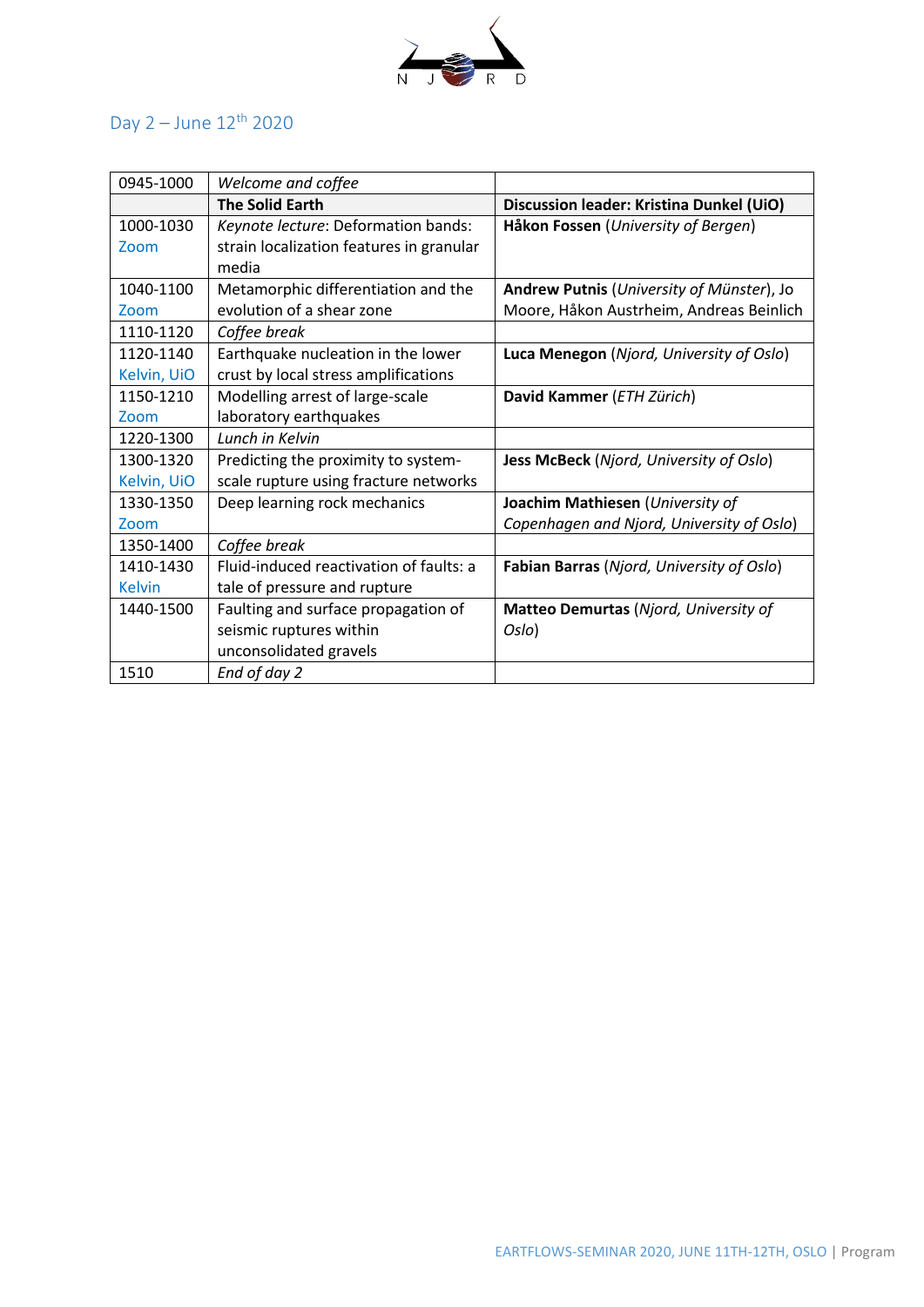NJORD

## Day 2 – June 12th 2020

| | | |
|---|---|---|
| 0945-1000 | *Welcome and coffee* | |
| | **The Solid Earth** | **Discussion leader: Kristina Dunkel (UiO)** |
| 1000-1030 Zoom | *Keynote lecture*: Deformation bands: strain localization features in granular media | **Håkon Fossen** (*University of Bergen*) |
| 1040-1100 Zoom | Metamorphic differentiation and the evolution of a shear zone | **Andrew Putnis** (*University of Münster*), Jo Moore, Håkon Austrheim, Andreas Beinlich |
| 1110-1120 | *Coffee break* | |
| 1120-1140 Kelvin, UiO | Earthquake nucleation in the lower crust by local stress amplifications | **Luca Menegon** (*Njord, University of Oslo*) |
| 1150-1210 Zoom | Modelling arrest of large-scale laboratory earthquakes | **David Kammer** (*ETH Zürich*) |
| 1220-1300 | *Lunch in Kelvin* | |
| 1300-1320 Kelvin, UiO | Predicting the proximity to system-scale rupture using fracture networks | **Jess McBeck** (*Njord, University of Oslo*) |
| 1330-1350 Zoom | Deep learning rock mechanics | **Joachim Mathiesen** (*University of Copenhagen and Njord, University of Oslo*) |
| 1350-1400 | *Coffee break* | |
| 1410-1430 Kelvin | Fluid-induced reactivation of faults: a tale of pressure and rupture | **Fabian Barras** (*Njord, University of Oslo*) |
| 1440-1500 | Faulting and surface propagation of seismic ruptures within unconsolidated gravels | **Matteo Demurtas** (*Njord, University of Oslo*) |
| 1510 | *End of day 2* | |